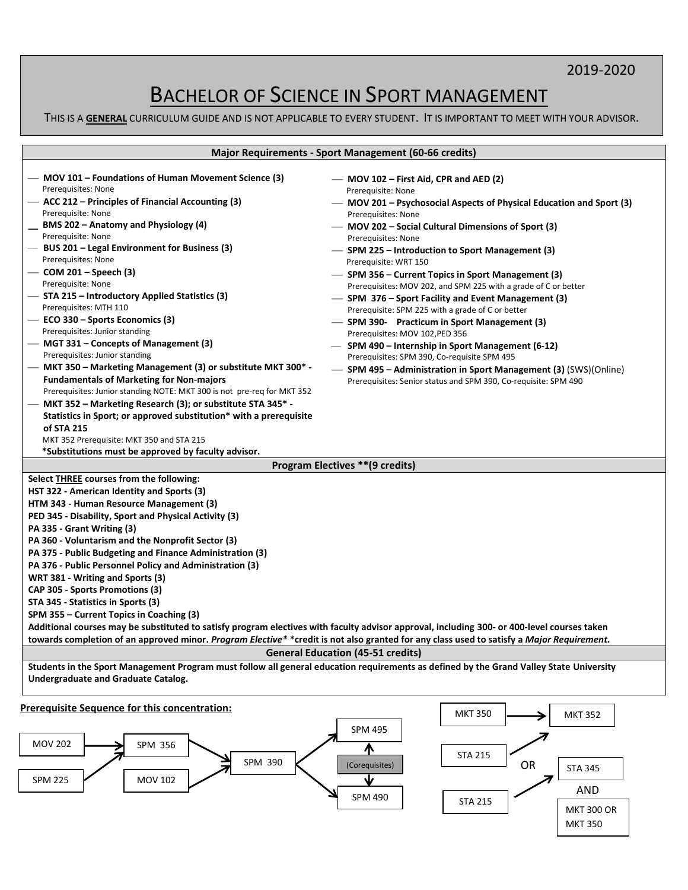2019-2020

# Bachelor of Science in Sport Management

THIS IS A **GENERAL** CURRICULUM GUIDE AND IS NOT APPLICABLE TO EVERY STUDENT. IT IS IMPORTANT TO MEET WITH YOUR ADVISOR.

## Major Requirements - Sport Management (60-66 credits)

- **MOV 101 – Foundations of Human Movement Science (3)**
  Prerequisites: None
- **ACC 212 – Principles of Financial Accounting (3)**
  Prerequisite: None
- **BMS 202 – Anatomy and Physiology (4)**
  Prerequisite: None
- **BUS 201 – Legal Environment for Business (3)**
  Prerequisites: None
- **COM 201 – Speech (3)**
  Prerequisite: None
- **STA 215 – Introductory Applied Statistics (3)**
  Prerequisites: MTH 110
- **ECO 330 – Sports Economics (3)**
  Prerequisites: Junior standing
- **MGT 331 – Concepts of Management (3)**
  Prerequisites: Junior standing
- **MKT 350 – Marketing Management (3) or substitute MKT 300* - Fundamentals of Marketing for Non-majors**
  Prerequisites: Junior standing NOTE: MKT 300 is not pre-req for MKT 352
- **MKT 352 – Marketing Research (3); or substitute STA 345* - Statistics in Sport; or approved substitution* with a prerequisite of STA 215**
  MKT 352 Prerequisite: MKT 350 and STA 215
  **\*Substitutions must be approved by faculty advisor.**
- **MOV 102 – First Aid, CPR and AED (2)**
  Prerequisite: None
- **MOV 201 – Psychosocial Aspects of Physical Education and Sport (3)**
  Prerequisites: None
- **MOV 202 – Social Cultural Dimensions of Sport (3)**
  Prerequisites: None
- **SPM 225 – Introduction to Sport Management (3)**
  Prerequisite: WRT 150
- **SPM 356 – Current Topics in Sport Management (3)**
  Prerequisites: MOV 202, and SPM 225 with a grade of C or better
- **SPM 376 – Sport Facility and Event Management (3)**
  Prerequisite: SPM 225 with a grade of C or better
- **SPM 390- Practicum in Sport Management (3)**
  Prerequisites: MOV 102,PED 356
- **SPM 490 – Internship in Sport Management (6-12)**
  Prerequisites: SPM 390, Co-requisite SPM 495
- **SPM 495 – Administration in Sport Management (3)** (SWS)(Online)
  Prerequisites: Senior status and SPM 390, Co-requisite: SPM 490

## Program Electives **(9 credits)

**Select THREE courses from the following:**

**HST 322 - American Identity and Sports (3)**
**HTM 343 - Human Resource Management (3)**
**PED 345 - Disability, Sport and Physical Activity (3)**
**PA 335 - Grant Writing (3)**
**PA 360 - Voluntarism and the Nonprofit Sector (3)**
**PA 375 - Public Budgeting and Finance Administration (3)**
**PA 376 - Public Personnel Policy and Administration (3)**
**WRT 381 - Writing and Sports (3)**
**CAP 305 - Sports Promotions (3)**
**STA 345 - Statistics in Sports (3)**
**SPM 355 – Current Topics in Coaching (3)**

**Additional courses may be substituted to satisfy program electives with faculty advisor approval, including 300- or 400-level courses taken towards completion of an approved minor. *Program Elective** *credit is not also granted for any class used to satisfy a *Major Requirement.***

## General Education (45-51 credits)

**Students in the Sport Management Program must follow all general education requirements as defined by the Grand Valley State University Undergraduate and Graduate Catalog.**

**Prerequisite Sequence for this concentration:**

MOV 202
SPM 225
SPM 356
MOV 102
SPM 390
SPM 495
(Corequisites)
SPM 490

MKT 350
MKT 352
STA 215
OR
STA 345
AND
STA 215
MKT 300 OR
MKT 350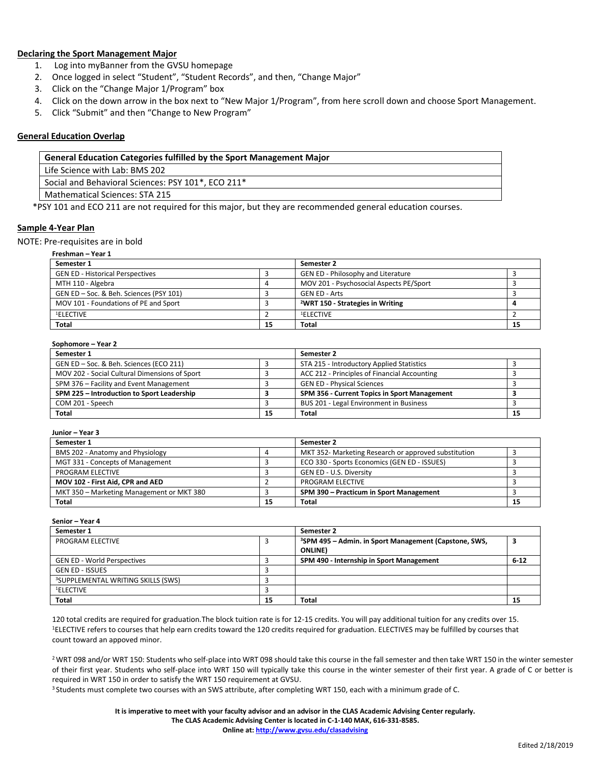## Declaring the Sport Management Major

1. Log into myBanner from the GVSU homepage
2. Once logged in select "Student", "Student Records", and then, "Change Major"
3. Click on the "Change Major 1/Program" box
4. Click on the down arrow in the box next to "New Major 1/Program", from here scroll down and choose Sport Management.
5. Click "Submit" and then "Change to New Program"

## General Education Overlap

| **General Education Categories fulfilled by the Sport Management Major** |
|---|
| Life Science with Lab: BMS 202 |
| Social and Behavioral Sciences: PSY 101*, ECO 211* |
| Mathematical Sciences: STA 215 |

*PSY 101 and ECO 211 are not required for this major, but they are recommended general education courses.

## Sample 4-Year Plan

NOTE: Pre-requisites are in bold

**Freshman – Year 1**

| **Semester 1** | | **Semester 2** | |
|---|---|---|---|
| GEN ED - Historical Perspectives | 3 | GEN ED - Philosophy and Literature | 3 |
| MTH 110 - Algebra | 4 | MOV 201 - Psychosocial Aspects PE/Sport | 3 |
| GEN ED – Soc. & Beh. Sciences (PSY 101) | 3 | GEN ED - Arts | 3 |
| MOV 101 - Foundations of PE and Sport | 3 | [2]**WRT 150 - Strategies in Writing** | **4** |
| [1]ELECTIVE | 2 | [1]ELECTIVE | 2 |
| **Total** | **15** | **Total** | **15** |

**Sophomore – Year 2**

| **Semester 1** | | **Semester 2** | |
|---|---|---|---|
| GEN ED – Soc. & Beh. Sciences (ECO 211) | 3 | STA 215 - Introductory Applied Statistics | 3 |
| MOV 202 - Social Cultural Dimensions of Sport | 3 | ACC 212 - Principles of Financial Accounting | 3 |
| SPM 376 – Facility and Event Management | 3 | GEN ED - Physical Sciences | 3 |
| **SPM 225 – Introduction to Sport Leadership** | **3** | **SPM 356 - Current Topics in Sport Management** | **3** |
| COM 201 - Speech | 3 | BUS 201 - Legal Environment in Business | 3 |
| **Total** | **15** | **Total** | **15** |

**Junior – Year 3**

| **Semester 1** | | **Semester 2** | |
|---|---|---|---|
| BMS 202 - Anatomy and Physiology | 4 | MKT 352- Marketing Research or approved substitution | 3 |
| MGT 331 - Concepts of Management | 3 | ECO 330 - Sports Economics (GEN ED - ISSUES) | 3 |
| PROGRAM ELECTIVE | 3 | GEN ED - U.S. Diversity | 3 |
| **MOV 102 - First Aid, CPR and AED** | 2 | PROGRAM ELECTIVE | 3 |
| MKT 350 – Marketing Management or MKT 380 | 3 | **SPM 390 – Practicum in Sport Management** | 3 |
| **Total** | **15** | **Total** | **15** |

**Senior – Year 4**

| **Semester 1** | | **Semester 2** | |
|---|---|---|---|
| PROGRAM ELECTIVE | 3 | [3]**SPM 495 – Admin. in Sport Management (Capstone, SWS, ONLINE)** | **3** |
| GEN ED - World Perspectives | 3 | **SPM 490 - Internship in Sport Management** | **6-12** |
| GEN ED - ISSUES | 3 | | |
| [3]SUPPLEMENTAL WRITING SKILLS (SWS) | 3 | | |
| [1]ELECTIVE | 3 | | |
| **Total** | **15** | **Total** | **15** |

120 total credits are required for graduation.The block tuition rate is for 12-15 credits. You will pay additional tuition for any credits over 15.
[1]ELECTIVE refers to courses that help earn credits toward the 120 credits required for graduation. ELECTIVES may be fulfilled by courses that count toward an appoved minor.

[2] WRT 098 and/or WRT 150: Students who self-place into WRT 098 should take this course in the fall semester and then take WRT 150 in the winter semester of their first year. Students who self-place into WRT 150 will typically take this course in the winter semester of their first year. A grade of C or better is required in WRT 150 in order to satisfy the WRT 150 requirement at GVSU.
[3] Students must complete two courses with an SWS attribute, after completing WRT 150, each with a minimum grade of C.

**It is imperative to meet with your faculty advisor and an advisor in the CLAS Academic Advising Center regularly.**
**The CLAS Academic Advising Center is located in C-1-140 MAK, 616-331-8585.**
**Online at: http://www.gvsu.edu/clasadvising**

Edited 2/18/2019